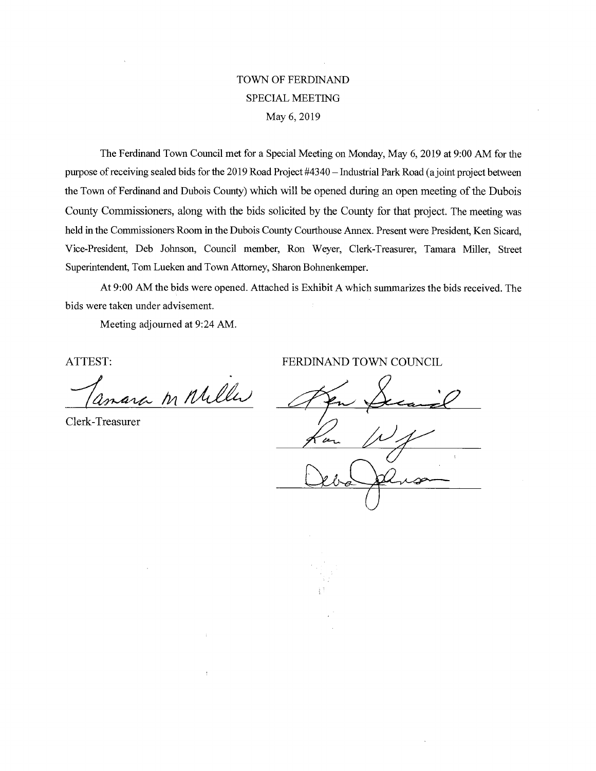# TOWN OF FERDINAND
## SPECIAL MEETING
### May 6, 2019

The Ferdinand Town Council met for a Special Meeting on Monday, May 6, 2019 at 9:00 AM for the purpose of receiving sealed bids for the 2019 Road Project #4340 – Industrial Park Road (a joint project between the Town of Ferdinand and Dubois County) which will be opened during an open meeting of the Dubois County Commissioners, along with the bids solicited by the County for that project. The meeting was held in the Commissioners Room in the Dubois County Courthouse Annex. Present were President, Ken Sicard, Vice-President, Deb Johnson, Council member, Ron Weyer, Clerk-Treasurer, Tamara Miller, Street Superintendent, Tom Lueken and Town Attorney, Sharon Bohnenkemper.

At 9:00 AM the bids were opened. Attached is Exhibit A which summarizes the bids received. The bids were taken under advisement.

Meeting adjourned at 9:24 AM.

ATTEST:

Tamara M Miller

Clerk-Treasurer

FERDINAND TOWN COUNCIL

Ken Sicard

Ron Weyer

Deb Johnson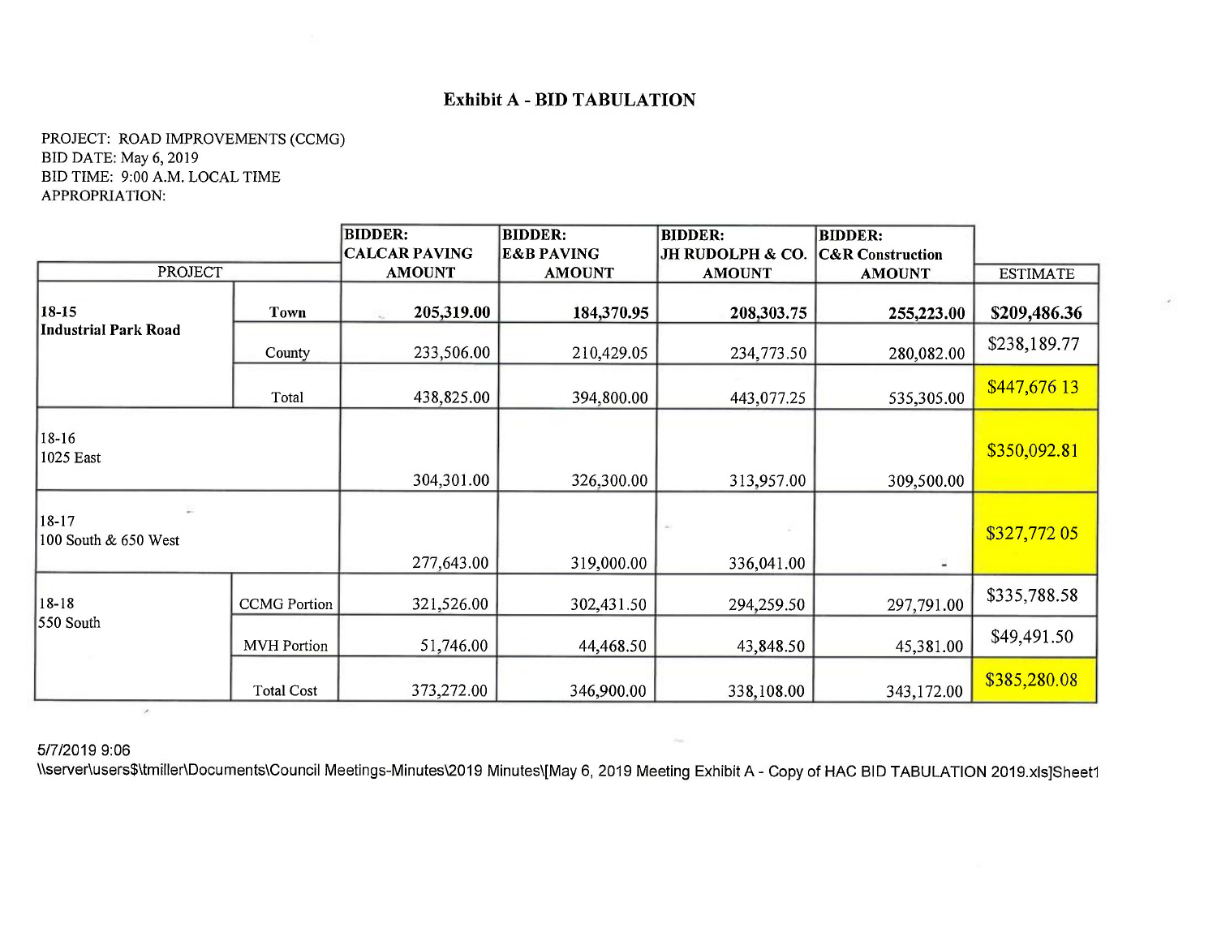## Exhibit A - BID TABULATION

PROJECT: ROAD IMPROVEMENTS (CCMG)
BID DATE: May 6, 2019
BID TIME: 9:00 A.M. LOCAL TIME
APPROPRIATION:

| PROJECT | | BIDDER: CALCAR PAVING AMOUNT | BIDDER: E&B PAVING AMOUNT | BIDDER: JH RUDOLPH & CO. AMOUNT | BIDDER: C&R Construction AMOUNT | ESTIMATE |
|---|---|---|---|---|---|---|
| **18-15 Industrial Park Road** | **Town** | **205,319.00** | **184,370.95** | **208,303.75** | **255,223.00** | **$209,486.36** |
| | County | 233,506.00 | 210,429.05 | 234,773.50 | 280,082.00 | $238,189.77 |
| | Total | 438,825.00 | 394,800.00 | 443,077.25 | 535,305.00 | $447,676 13 |
| 18-16 1025 East | | 304,301.00 | 326,300.00 | 313,957.00 | 309,500.00 | $350,092.81 |
| 18-17 100 South & 650 West | | 277,643.00 | 319,000.00 | 336,041.00 | - | $327,772 05 |
| 18-18 550 South | CCMG Portion | 321,526.00 | 302,431.50 | 294,259.50 | 297,791.00 | $335,788.58 |
| | MVH Portion | 51,746.00 | 44,468.50 | 43,848.50 | 45,381.00 | $49,491.50 |
| | Total Cost | 373,272.00 | 346,900.00 | 338,108.00 | 343,172.00 | $385,280.08 |

5/7/2019 9:06
\\server\users$\tmiller\Documents\Council Meetings-Minutes\2019 Minutes\[May 6, 2019 Meeting Exhibit A - Copy of HAC BID TABULATION 2019.xls]Sheet1